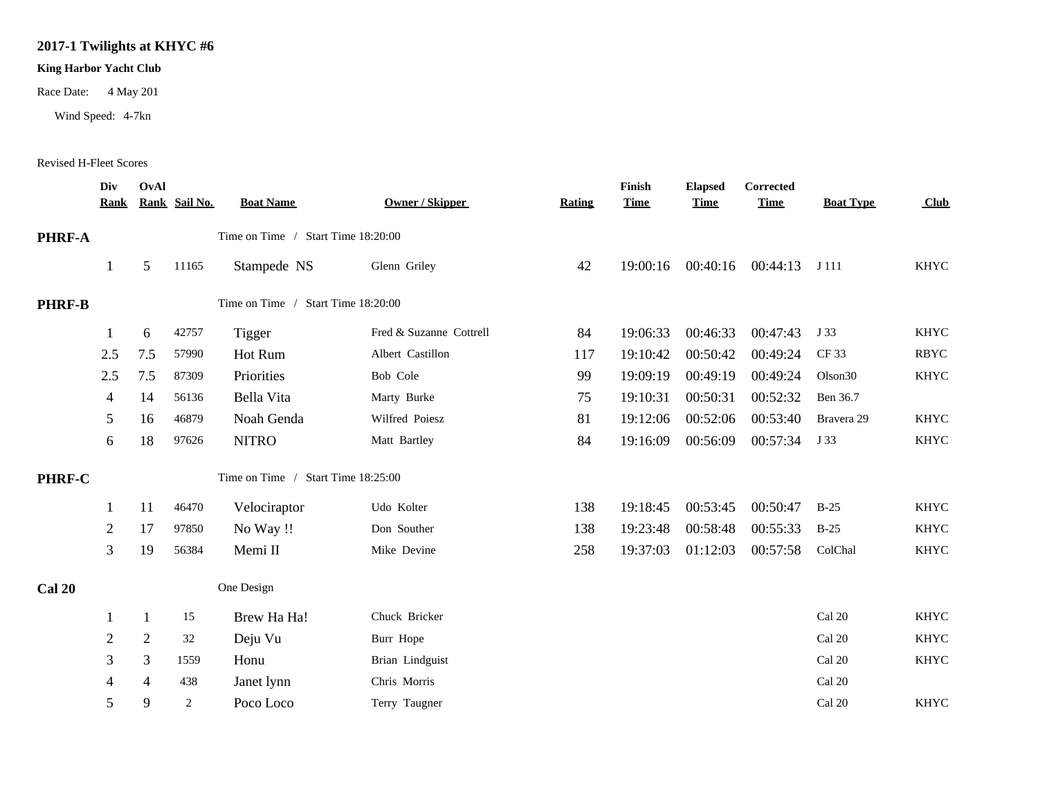# 2017-1 Twilights at KHYC #6

**King Harbor Yacht Club**

Race Date: 4 May 201

Wind Speed: 4-7kn

Revised H-Fleet Scores

| | Div Rank | OvAl Rank | Sail No. | Boat Name | Owner / Skipper | Rating | Finish Time | Elapsed Time | Corrected Time | Boat Type | Club |
|---|---|---|---|---|---|---|---|---|---|---|---|
| **PHRF-A** | | | Time on Time / Start Time 18:20:00 | | | | | | | | |
| | 1 | 5 | 11165 | Stampede NS | Glenn Griley | 42 | 19:00:16 | 00:40:16 | 00:44:13 | J 111 | KHYC |
| **PHRF-B** | | | Time on Time / Start Time 18:20:00 | | | | | | | | |
| | 1 | 6 | 42757 | Tigger | Fred & Suzanne Cottrell | 84 | 19:06:33 | 00:46:33 | 00:47:43 | J 33 | KHYC |
| | 2.5 | 7.5 | 57990 | Hot Rum | Albert Castillon | 117 | 19:10:42 | 00:50:42 | 00:49:24 | CF 33 | RBYC |
| | 2.5 | 7.5 | 87309 | Priorities | Bob Cole | 99 | 19:09:19 | 00:49:19 | 00:49:24 | Olson30 | KHYC |
| | 4 | 14 | 56136 | Bella Vita | Marty Burke | 75 | 19:10:31 | 00:50:31 | 00:52:32 | Ben 36.7 | |
| | 5 | 16 | 46879 | Noah Genda | Wilfred Poiesz | 81 | 19:12:06 | 00:52:06 | 00:53:40 | Bravera 29 | KHYC |
| | 6 | 18 | 97626 | NITRO | Matt Bartley | 84 | 19:16:09 | 00:56:09 | 00:57:34 | J 33 | KHYC |
| **PHRF-C** | | | Time on Time / Start Time 18:25:00 | | | | | | | | |
| | 1 | 11 | 46470 | Velociraptor | Udo Kolter | 138 | 19:18:45 | 00:53:45 | 00:50:47 | B-25 | KHYC |
| | 2 | 17 | 97850 | No Way !! | Don Souther | 138 | 19:23:48 | 00:58:48 | 00:55:33 | B-25 | KHYC |
| | 3 | 19 | 56384 | Memi II | Mike Devine | 258 | 19:37:03 | 01:12:03 | 00:57:58 | ColChal | KHYC |
| **Cal 20** | | | One Design | | | | | | | | |
| | 1 | 1 | 15 | Brew Ha Ha! | Chuck Bricker | | | | | Cal 20 | KHYC |
| | 2 | 2 | 32 | Deju Vu | Burr Hope | | | | | Cal 20 | KHYC |
| | 3 | 3 | 1559 | Honu | Brian Lindguist | | | | | Cal 20 | KHYC |
| | 4 | 4 | 438 | Janet lynn | Chris Morris | | | | | Cal 20 | |
| | 5 | 9 | 2 | Poco Loco | Terry Taugner | | | | | Cal 20 | KHYC |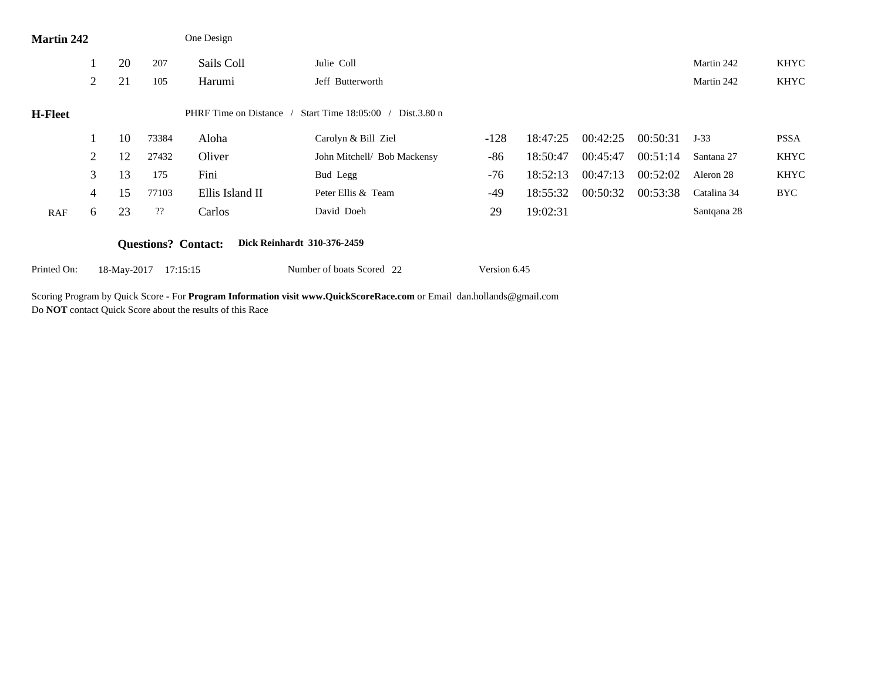**Martin 242** One Design

| | | | | | | | | | | | | |
|---|---|---|---|---|---|---|---|---|---|---|---|---|
| | 1 | 20 | 207 | Sails Coll | Julie Coll | | | | | | Martin 242 | KHYC |
| | 2 | 21 | 105 | Harumi | Jeff Butterworth | | | | | | Martin 242 | KHYC |

**H-Fleet** PHRF Time on Distance / Start Time 18:05:00 / Dist.3.80 n

| | | | | | | | | | | | | |
|---|---|---|---|---|---|---|---|---|---|---|---|---|
| | 1 | 10 | 73384 | Aloha | Carolyn & Bill Ziel | -128 | 18:47:25 | 00:42:25 | 00:50:31 | J-33 | PSSA |
| | 2 | 12 | 27432 | Oliver | John Mitchell/ Bob Mackensy | -86 | 18:50:47 | 00:45:47 | 00:51:14 | Santana 27 | KHYC |
| | 3 | 13 | 175 | Fini | Bud Legg | -76 | 18:52:13 | 00:47:13 | 00:52:02 | Aleron 28 | KHYC |
| | 4 | 15 | 77103 | Ellis Island II | Peter Ellis & Team | -49 | 18:55:32 | 00:50:32 | 00:53:38 | Catalina 34 | BYC |
| RAF | 6 | 23 | ?? | Carlos | David Doeh | 29 | 19:02:31 | | | Santqana 28 | |

**Questions? Contact:** **Dick Reinhardt 310-376-2459**

Printed On: 18-May-2017 17:15:15 Number of boats Scored 22 Version 6.45

Scoring Program by Quick Score - For **Program Information visit www.QuickScoreRace.com** or Email dan.hollands@gmail.com
Do **NOT** contact Quick Score about the results of this Race